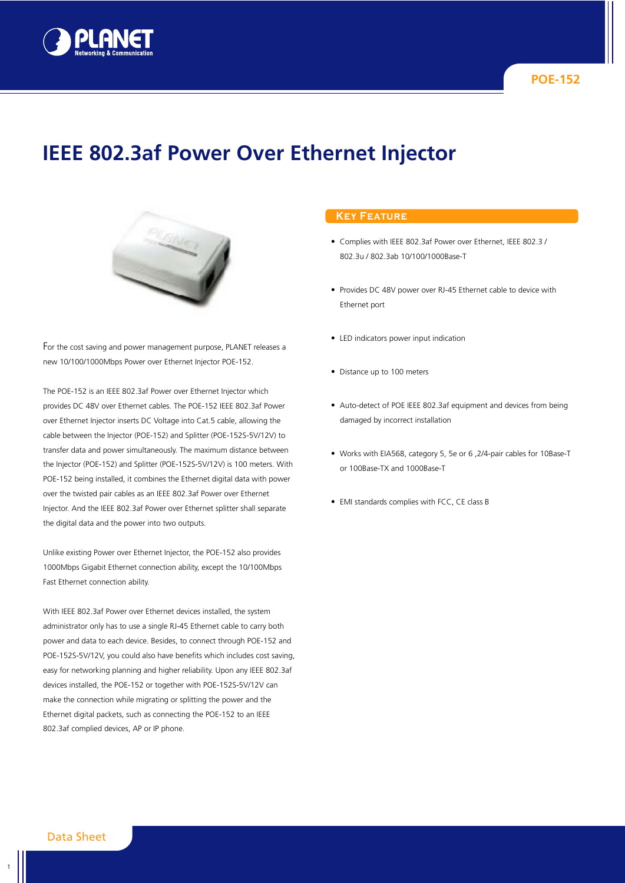POE-152

# IEEE 802.3af Power Over Ethernet Injector

For the cost saving and power management purpose, PLANET releases a new 10/100/1000Mbps Power over Ethernet Injector POE-152.

The POE-152 is an IEEE 802.3af Power over Ethernet Injector which provides DC 48V over Ethernet cables. The POE-152 IEEE 802.3af Power over Ethernet Injector inserts DC Voltage into Cat.5 cable, allowing the cable between the Injector (POE-152) and Splitter (POE-152S-5V/12V) to transfer data and power simultaneously. The maximum distance between the Injector (POE-152) and Splitter (POE-152S-5V/12V) is 100 meters. With POE-152 being installed, it combines the Ethernet digital data with power over the twisted pair cables as an IEEE 802.3af Power over Ethernet Injector. And the IEEE 802.3af Power over Ethernet splitter shall separate the digital data and the power into two outputs.

Unlike existing Power over Ethernet Injector, the POE-152 also provides 1000Mbps Gigabit Ethernet connection ability, except the 10/100Mbps Fast Ethernet connection ability.

With IEEE 802.3af Power over Ethernet devices installed, the system administrator only has to use a single RJ-45 Ethernet cable to carry both power and data to each device. Besides, to connect through POE-152 and POE-152S-5V/12V, you could also have benefits which includes cost saving, easy for networking planning and higher reliability. Upon any IEEE 802.3af devices installed, the POE-152 or together with POE-152S-5V/12V can make the connection while migrating or splitting the power and the Ethernet digital packets, such as connecting the POE-152 to an IEEE 802.3af complied devices, AP or IP phone.

## Key Feature

- Complies with IEEE 802.3af Power over Ethernet, IEEE 802.3 / 802.3u / 802.3ab 10/100/1000Base-T
- Provides DC 48V power over RJ-45 Ethernet cable to device with Ethernet port
- LED indicators power input indication
- Distance up to 100 meters
- Auto-detect of POE IEEE 802.3af equipment and devices from being damaged by incorrect installation
- Works with EIA568, category 5, 5e or 6 ,2/4-pair cables for 10Base-T or 100Base-TX and 1000Base-T
- EMI standards complies with FCC, CE class B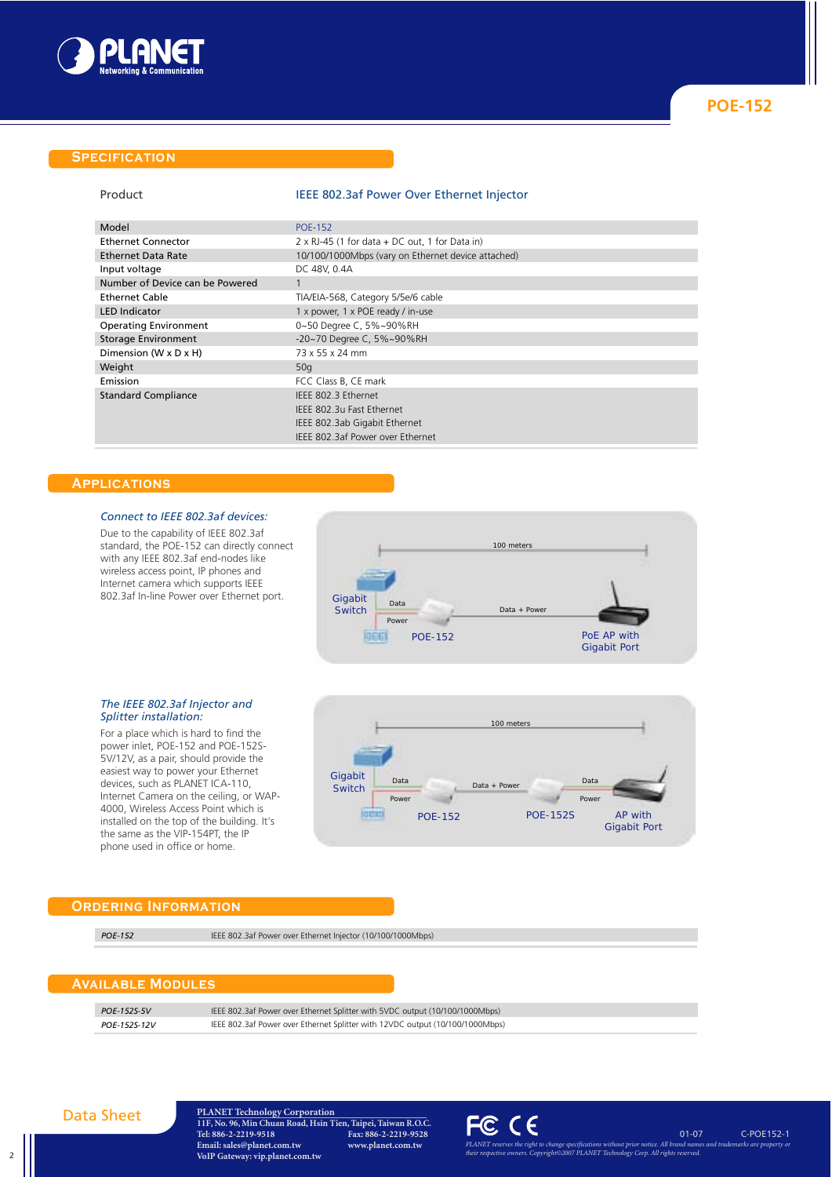## Specification

| | |
|---|---|
| Product | IEEE 802.3af Power Over Ethernet Injector |
| Model | POE-152 |
| Ethernet Connector | 2 x RJ-45 (1 for data + DC out, 1 for Data in) |
| Ethernet Data Rate | 10/100/1000Mbps (vary on Ethernet device attached) |
| Input voltage | DC 48V, 0.4A |
| Number of Device can be Powered | 1 |
| Ethernet Cable | TIA/EIA-568, Category 5/5e/6 cable |
| LED Indicator | 1 x power, 1 x POE ready / in-use |
| Operating Environment | 0~50 Degree C, 5%~90%RH |
| Storage Environment | -20~70 Degree C, 5%~90%RH |
| Dimension (W x D x H) | 73 x 55 x 24 mm |
| Weight | 50g |
| Emission | FCC Class B, CE mark |
| Standard Compliance | IEEE 802.3 Ethernet<br>IEEE 802.3u Fast Ethernet<br>IEEE 802.3ab Gigabit Ethernet<br>IEEE 802.3af Power over Ethernet |

## Applications

*Connect to IEEE 802.3af devices:*

Due to the capability of IEEE 802.3af standard, the POE-152 can directly connect with any IEEE 802.3af end-nodes like wireless access point, IP phones and Internet camera which supports IEEE 802.3af In-line Power over Ethernet port.

100 meters
Gigabit Switch
Data
Power
POE-152
Data + Power
PoE AP with Gigabit Port

*The IEEE 802.3af Injector and Splitter installation:*

For a place which is hard to find the power inlet, POE-152 and POE-152S-5V/12V, as a pair, should provide the easiest way to power your Ethernet devices, such as PLANET ICA-110, Internet Camera on the ceiling, or WAP-4000, Wireless Access Point which is installed on the top of the building. It's the same as the VIP-154PT, the IP phone used in office or home.

100 meters
Gigabit Switch
Data
Power
POE-152
Data + Power
POE-152S
Data
Power
AP with Gigabit Port

## Ordering Information

| | |
|---|---|
| *POE-152* | IEEE 802.3af Power over Ethernet Injector (10/100/1000Mbps) |

## Available Modules

| | |
|---|---|
| *POE-152S-5V* | IEEE 802.3af Power over Ethernet Splitter with 5VDC output (10/100/1000Mbps) |
| *POE-152S-12V* | IEEE 802.3af Power over Ethernet Splitter with 12VDC output (10/100/1000Mbps) |

Data Sheet

**PLANET Technology Corporation**
**11F, No. 96, Min Chuan Road, Hsin Tien, Taipei, Taiwan R.O.C.**
**Tel: 886-2-2219-9518** **Fax: 886-2-2219-9528**
**Email: sales@planet.com.tw** **www.planet.com.tw**
**VoIP Gateway: vip.planet.com.tw**

*PLANET reserves the right to change specifications without prior notice. All brand names and trademarks are property of their respective owners. Copyright©2007 PLANET Technology Corp. All rights reserved.*

01-07 C-POE152-1